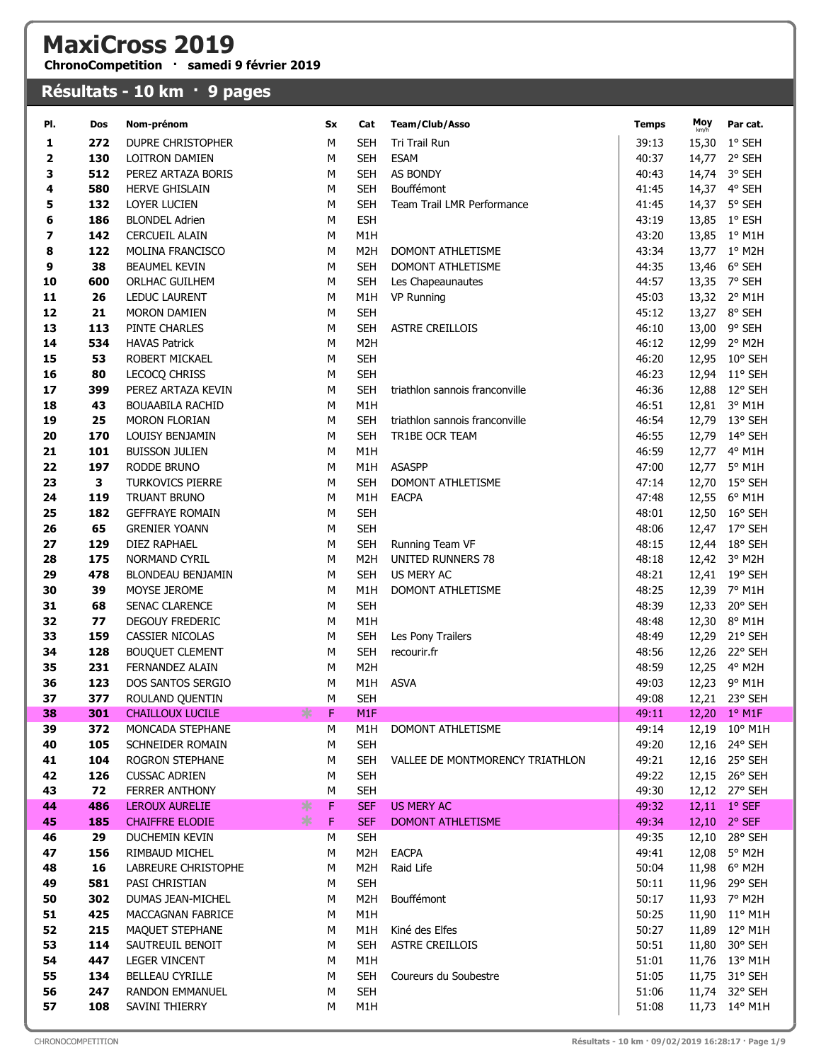# MaxiCross 2019

**ChronoCompetition · samedi 9 février 2019**

## Résultats - 10 km · 9 pages

| Pl. | Dos | Nom-prénom | Sx | Cat | Team/Club/Asso | Temps | Moy km/h | Par cat. |
|---|---|---|---|---|---|---|---|---|
| 1 | 272 | DUPRE CHRISTOPHER | M | SEH | Tri Trail Run | 39:13 | 15,30 | 1° SEH |
| 2 | 130 | LOITRON DAMIEN | M | SEH | ESAM | 40:37 | 14,77 | 2° SEH |
| 3 | 512 | PEREZ ARTAZA BORIS | M | SEH | AS BONDY | 40:43 | 14,74 | 3° SEH |
| 4 | 580 | HERVE GHISLAIN | M | SEH | Bouffémont | 41:45 | 14,37 | 4° SEH |
| 5 | 132 | LOYER LUCIEN | M | SEH | Team Trail LMR Performance | 41:45 | 14,37 | 5° SEH |
| 6 | 186 | BLONDEL Adrien | M | ESH | | 43:19 | 13,85 | 1° ESH |
| 7 | 142 | CERCUEIL ALAIN | M | M1H | | 43:20 | 13,85 | 1° M1H |
| 8 | 122 | MOLINA FRANCISCO | M | M2H | DOMONT ATHLETISME | 43:34 | 13,77 | 1° M2H |
| 9 | 38 | BEAUMEL KEVIN | M | SEH | DOMONT ATHLETISME | 44:35 | 13,46 | 6° SEH |
| 10 | 600 | ORLHAC GUILHEM | M | SEH | Les Chapeaunautes | 44:57 | 13,35 | 7° SEH |
| 11 | 26 | LEDUC LAURENT | M | M1H | VP Running | 45:03 | 13,32 | 2° M1H |
| 12 | 21 | MORON DAMIEN | M | SEH | | 45:12 | 13,27 | 8° SEH |
| 13 | 113 | PINTE CHARLES | M | SEH | ASTRE CREILLOIS | 46:10 | 13,00 | 9° SEH |
| 14 | 534 | HAVAS Patrick | M | M2H | | 46:12 | 12,99 | 2° M2H |
| 15 | 53 | ROBERT MICKAEL | M | SEH | | 46:20 | 12,95 | 10° SEH |
| 16 | 80 | LECOCQ CHRISS | M | SEH | | 46:23 | 12,94 | 11° SEH |
| 17 | 399 | PEREZ ARTAZA KEVIN | M | SEH | triathlon sannois franconville | 46:36 | 12,88 | 12° SEH |
| 18 | 43 | BOUAABILA RACHID | M | M1H | | 46:51 | 12,81 | 3° M1H |
| 19 | 25 | MORON FLORIAN | M | SEH | triathlon sannois franconville | 46:54 | 12,79 | 13° SEH |
| 20 | 170 | LOUISY BENJAMIN | M | SEH | TR1BE OCR TEAM | 46:55 | 12,79 | 14° SEH |
| 21 | 101 | BUISSON JULIEN | M | M1H | | 46:59 | 12,77 | 4° M1H |
| 22 | 197 | RODDE BRUNO | M | M1H | ASASPP | 47:00 | 12,77 | 5° M1H |
| 23 | 3 | TURKOVICS PIERRE | M | SEH | DOMONT ATHLETISME | 47:14 | 12,70 | 15° SEH |
| 24 | 119 | TRUANT BRUNO | M | M1H | EACPA | 47:48 | 12,55 | 6° M1H |
| 25 | 182 | GEFFRAYE ROMAIN | M | SEH | | 48:01 | 12,50 | 16° SEH |
| 26 | 65 | GRENIER YOANN | M | SEH | | 48:06 | 12,47 | 17° SEH |
| 27 | 129 | DIEZ RAPHAEL | M | SEH | Running Team VF | 48:15 | 12,44 | 18° SEH |
| 28 | 175 | NORMAND CYRIL | M | M2H | UNITED RUNNERS 78 | 48:18 | 12,42 | 3° M2H |
| 29 | 478 | BLONDEAU BENJAMIN | M | SEH | US MERY AC | 48:21 | 12,41 | 19° SEH |
| 30 | 39 | MOYSE JEROME | M | M1H | DOMONT ATHLETISME | 48:25 | 12,39 | 7° M1H |
| 31 | 68 | SENAC CLARENCE | M | SEH | | 48:39 | 12,33 | 20° SEH |
| 32 | 77 | DEGOUY FREDERIC | M | M1H | | 48:48 | 12,30 | 8° M1H |
| 33 | 159 | CASSIER NICOLAS | M | SEH | Les Pony Trailers | 48:49 | 12,29 | 21° SEH |
| 34 | 128 | BOUQUET CLEMENT | M | SEH | recourir.fr | 48:56 | 12,26 | 22° SEH |
| 35 | 231 | FERNANDEZ ALAIN | M | M2H | | 48:59 | 12,25 | 4° M2H |
| 36 | 123 | DOS SANTOS SERGIO | M | M1H | ASVA | 49:03 | 12,23 | 9° M1H |
| 37 | 377 | ROULAND QUENTIN | M | SEH | | 49:08 | 12,21 | 23° SEH |
| 38 | 301 | CHAILLOUX LUCILE | F | M1F | | 49:11 | 12,20 | 1° M1F |
| 39 | 372 | MONCADA STEPHANE | M | M1H | DOMONT ATHLETISME | 49:14 | 12,19 | 10° M1H |
| 40 | 105 | SCHNEIDER ROMAIN | M | SEH | | 49:20 | 12,16 | 24° SEH |
| 41 | 104 | ROGRON STEPHANE | M | SEH | VALLEE DE MONTMORENCY TRIATHLON | 49:21 | 12,16 | 25° SEH |
| 42 | 126 | CUSSAC ADRIEN | M | SEH | | 49:22 | 12,15 | 26° SEH |
| 43 | 72 | FERRER ANTHONY | M | SEH | | 49:30 | 12,12 | 27° SEH |
| 44 | 486 | LEROUX AURELIE | F | SEF | US MERY AC | 49:32 | 12,11 | 1° SEF |
| 45 | 185 | CHAIFFRE ELODIE | F | SEF | DOMONT ATHLETISME | 49:34 | 12,10 | 2° SEF |
| 46 | 29 | DUCHEMIN KEVIN | M | SEH | | 49:35 | 12,10 | 28° SEH |
| 47 | 156 | RIMBAUD MICHEL | M | M2H | EACPA | 49:41 | 12,08 | 5° M2H |
| 48 | 16 | LABREURE CHRISTOPHE | M | M2H | Raid Life | 50:04 | 11,98 | 6° M2H |
| 49 | 581 | PASI CHRISTIAN | M | SEH | | 50:11 | 11,96 | 29° SEH |
| 50 | 302 | DUMAS JEAN-MICHEL | M | M2H | Bouffémont | 50:17 | 11,93 | 7° M2H |
| 51 | 425 | MACCAGNAN FABRICE | M | M1H | | 50:25 | 11,90 | 11° M1H |
| 52 | 215 | MAQUET STEPHANE | M | M1H | Kiné des Elfes | 50:27 | 11,89 | 12° M1H |
| 53 | 114 | SAUTREUIL BENOIT | M | SEH | ASTRE CREILLOIS | 50:51 | 11,80 | 30° SEH |
| 54 | 447 | LEGER VINCENT | M | M1H | | 51:01 | 11,76 | 13° M1H |
| 55 | 134 | BELLEAU CYRILLE | M | SEH | Coureurs du Soubestre | 51:05 | 11,75 | 31° SEH |
| 56 | 247 | RANDON EMMANUEL | M | SEH | | 51:06 | 11,74 | 32° SEH |
| 57 | 108 | SAVINI THIERRY | M | M1H | | 51:08 | 11,73 | 14° M1H |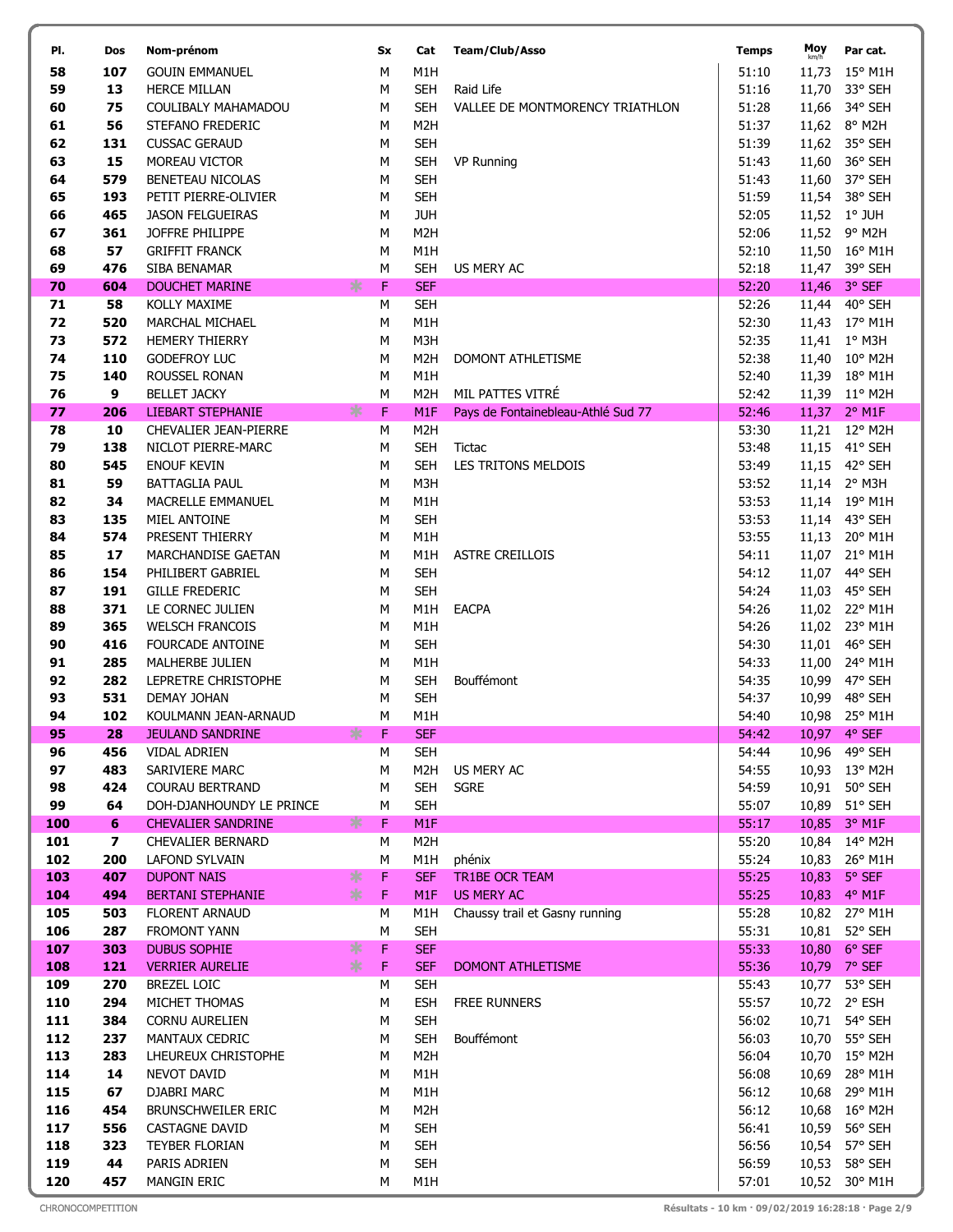| Pl. | Dos | Nom-prénom | Sx | Cat | Team/Club/Asso | Temps | Moy km/h | Par cat. |
|---|---|---|---|---|---|---|---|---|
| 58 | 107 | GOUIN EMMANUEL | M | M1H | | 51:10 | 11,73 | 15° M1H |
| 59 | 13 | HERCE MILLAN | M | SEH | Raid Life | 51:16 | 11,70 | 33° SEH |
| 60 | 75 | COULIBALY MAHAMADOU | M | SEH | VALLEE DE MONTMORENCY TRIATHLON | 51:28 | 11,66 | 34° SEH |
| 61 | 56 | STEFANO FREDERIC | M | M2H | | 51:37 | 11,62 | 8° M2H |
| 62 | 131 | CUSSAC GERAUD | M | SEH | | 51:39 | 11,62 | 35° SEH |
| 63 | 15 | MOREAU VICTOR | M | SEH | VP Running | 51:43 | 11,60 | 36° SEH |
| 64 | 579 | BENETEAU NICOLAS | M | SEH | | 51:43 | 11,60 | 37° SEH |
| 65 | 193 | PETIT PIERRE-OLIVIER | M | SEH | | 51:59 | 11,54 | 38° SEH |
| 66 | 465 | JASON FELGUEIRAS | M | JUH | | 52:05 | 11,52 | 1° JUH |
| 67 | 361 | JOFFRE PHILIPPE | M | M2H | | 52:06 | 11,52 | 9° M2H |
| 68 | 57 | GRIFFIT FRANCK | M | M1H | | 52:10 | 11,50 | 16° M1H |
| 69 | 476 | SIBA BENAMAR | M | SEH | US MERY AC | 52:18 | 11,47 | 39° SEH |
| 70 | 604 | DOUCHET MARINE | F | SEF | | 52:20 | 11,46 | 3° SEF |
| 71 | 58 | KOLLY MAXIME | M | SEH | | 52:26 | 11,44 | 40° SEH |
| 72 | 520 | MARCHAL MICHAEL | M | M1H | | 52:30 | 11,43 | 17° M1H |
| 73 | 572 | HEMERY THIERRY | M | M3H | | 52:35 | 11,41 | 1° M3H |
| 74 | 110 | GODEFROY LUC | M | M2H | DOMONT ATHLETISME | 52:38 | 11,40 | 10° M2H |
| 75 | 140 | ROUSSEL RONAN | M | M1H | | 52:40 | 11,39 | 18° M1H |
| 76 | 9 | BELLET JACKY | M | M2H | MIL PATTES VITRÉ | 52:42 | 11,39 | 11° M2H |
| 77 | 206 | LIEBART STEPHANIE | F | M1F | Pays de Fontainebleau-Athlé Sud 77 | 52:46 | 11,37 | 2° M1F |
| 78 | 10 | CHEVALIER JEAN-PIERRE | M | M2H | | 53:30 | 11,21 | 12° M2H |
| 79 | 138 | NICLOT PIERRE-MARC | M | SEH | Tictac | 53:48 | 11,15 | 41° SEH |
| 80 | 545 | ENOUF KEVIN | M | SEH | LES TRITONS MELDOIS | 53:49 | 11,15 | 42° SEH |
| 81 | 59 | BATTAGLIA PAUL | M | M3H | | 53:52 | 11,14 | 2° M3H |
| 82 | 34 | MACRELLE EMMANUEL | M | M1H | | 53:53 | 11,14 | 19° M1H |
| 83 | 135 | MIEL ANTOINE | M | SEH | | 53:53 | 11,14 | 43° SEH |
| 84 | 574 | PRESENT THIERRY | M | M1H | | 53:55 | 11,13 | 20° M1H |
| 85 | 17 | MARCHANDISE GAETAN | M | M1H | ASTRE CREILLOIS | 54:11 | 11,07 | 21° M1H |
| 86 | 154 | PHILIBERT GABRIEL | M | SEH | | 54:12 | 11,07 | 44° SEH |
| 87 | 191 | GILLE FREDERIC | M | SEH | | 54:24 | 11,03 | 45° SEH |
| 88 | 371 | LE CORNEC JULIEN | M | M1H | EACPA | 54:26 | 11,02 | 22° M1H |
| 89 | 365 | WELSCH FRANCOIS | M | M1H | | 54:26 | 11,02 | 23° M1H |
| 90 | 416 | FOURCADE ANTOINE | M | SEH | | 54:30 | 11,01 | 46° SEH |
| 91 | 285 | MALHERBE JULIEN | M | M1H | | 54:33 | 11,00 | 24° M1H |
| 92 | 282 | LEPRETRE CHRISTOPHE | M | SEH | Bouffémont | 54:35 | 10,99 | 47° SEH |
| 93 | 531 | DEMAY JOHAN | M | SEH | | 54:37 | 10,99 | 48° SEH |
| 94 | 102 | KOULMANN JEAN-ARNAUD | M | M1H | | 54:40 | 10,98 | 25° M1H |
| 95 | 28 | JEULAND SANDRINE | F | SEF | | 54:42 | 10,97 | 4° SEF |
| 96 | 456 | VIDAL ADRIEN | M | SEH | | 54:44 | 10,96 | 49° SEH |
| 97 | 483 | SARIVIERE MARC | M | M2H | US MERY AC | 54:55 | 10,93 | 13° M2H |
| 98 | 424 | COURAU BERTRAND | M | SEH | SGRE | 54:59 | 10,91 | 50° SEH |
| 99 | 64 | DOH-DJANHOUNDY LE PRINCE | M | SEH | | 55:07 | 10,89 | 51° SEH |
| 100 | 6 | CHEVALIER SANDRINE | F | M1F | | 55:17 | 10,85 | 3° M1F |
| 101 | 7 | CHEVALIER BERNARD | M | M2H | | 55:20 | 10,84 | 14° M2H |
| 102 | 200 | LAFOND SYLVAIN | M | M1H | phénix | 55:24 | 10,83 | 26° M1H |
| 103 | 407 | DUPONT NAIS | F | SEF | TR1BE OCR TEAM | 55:25 | 10,83 | 5° SEF |
| 104 | 494 | BERTANI STEPHANIE | F | M1F | US MERY AC | 55:25 | 10,83 | 4° M1F |
| 105 | 503 | FLORENT ARNAUD | M | M1H | Chaussy trail et Gasny running | 55:28 | 10,82 | 27° M1H |
| 106 | 287 | FROMONT YANN | M | SEH | | 55:31 | 10,81 | 52° SEH |
| 107 | 303 | DUBUS SOPHIE | F | SEF | | 55:33 | 10,80 | 6° SEF |
| 108 | 121 | VERRIER AURELIE | F | SEF | DOMONT ATHLETISME | 55:36 | 10,79 | 7° SEF |
| 109 | 270 | BREZEL LOIC | M | SEH | | 55:43 | 10,77 | 53° SEH |
| 110 | 294 | MICHET THOMAS | M | ESH | FREE RUNNERS | 55:57 | 10,72 | 2° ESH |
| 111 | 384 | CORNU AURELIEN | M | SEH | | 56:02 | 10,71 | 54° SEH |
| 112 | 237 | MANTAUX CEDRIC | M | SEH | Bouffémont | 56:03 | 10,70 | 55° SEH |
| 113 | 283 | LHEUREUX CHRISTOPHE | M | M2H | | 56:04 | 10,70 | 15° M2H |
| 114 | 14 | NEVOT DAVID | M | M1H | | 56:08 | 10,69 | 28° M1H |
| 115 | 67 | DJABRI MARC | M | M1H | | 56:12 | 10,68 | 29° M1H |
| 116 | 454 | BRUNSCHWEILER ERIC | M | M2H | | 56:12 | 10,68 | 16° M2H |
| 117 | 556 | CASTAGNE DAVID | M | SEH | | 56:41 | 10,59 | 56° SEH |
| 118 | 323 | TEYBER FLORIAN | M | SEH | | 56:56 | 10,54 | 57° SEH |
| 119 | 44 | PARIS ADRIEN | M | SEH | | 56:59 | 10,53 | 58° SEH |
| 120 | 457 | MANGIN ERIC | M | M1H | | 57:01 | 10,52 | 30° M1H |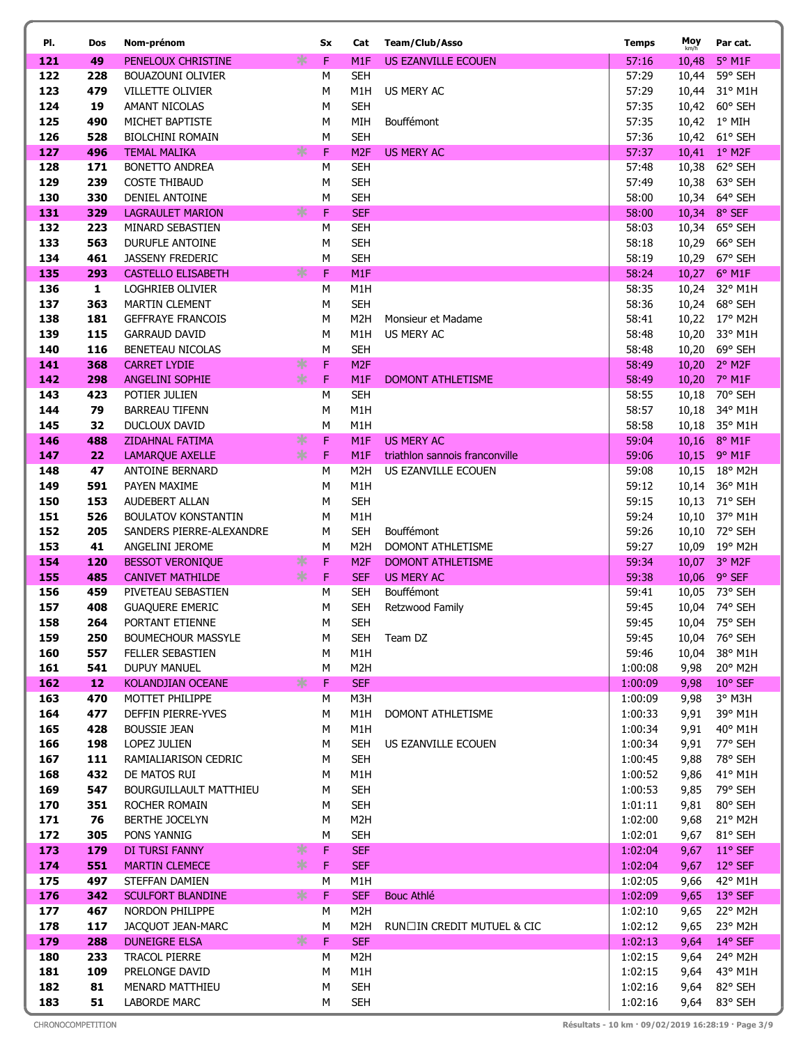| Pl. | Dos | Nom-prénom | Sx | Cat | Team/Club/Asso | Temps | Moy km/h | Par cat. |
|---|---|---|---|---|---|---|---|---|
| 121 | 49 | PENELOUX CHRISTINE | F | M1F | US EZANVILLE ECOUEN | 57:16 | 10,48 | 5° M1F |
| 122 | 228 | BOUAZOUNI OLIVIER | M | SEH | | 57:29 | 10,44 | 59° SEH |
| 123 | 479 | VILLETTE OLIVIER | M | M1H | US MERY AC | 57:29 | 10,44 | 31° M1H |
| 124 | 19 | AMANT NICOLAS | M | SEH | | 57:35 | 10,42 | 60° SEH |
| 125 | 490 | MICHET BAPTISTE | M | MIH | Bouffémont | 57:35 | 10,42 | 1° MIH |
| 126 | 528 | BIOLCHINI ROMAIN | M | SEH | | 57:36 | 10,42 | 61° SEH |
| 127 | 496 | TEMAL MALIKA | F | M2F | US MERY AC | 57:37 | 10,41 | 1° M2F |
| 128 | 171 | BONETTO ANDREA | M | SEH | | 57:48 | 10,38 | 62° SEH |
| 129 | 239 | COSTE THIBAUD | M | SEH | | 57:49 | 10,38 | 63° SEH |
| 130 | 330 | DENIEL ANTOINE | M | SEH | | 58:00 | 10,34 | 64° SEH |
| 131 | 329 | LAGRAULET MARION | F | SEF | | 58:00 | 10,34 | 8° SEF |
| 132 | 223 | MINARD SEBASTIEN | M | SEH | | 58:03 | 10,34 | 65° SEH |
| 133 | 563 | DURUFLE ANTOINE | M | SEH | | 58:18 | 10,29 | 66° SEH |
| 134 | 461 | JASSENY FREDERIC | M | SEH | | 58:19 | 10,29 | 67° SEH |
| 135 | 293 | CASTELLO ELISABETH | F | M1F | | 58:24 | 10,27 | 6° M1F |
| 136 | 1 | LOGHRIEB OLIVIER | M | M1H | | 58:35 | 10,24 | 32° M1H |
| 137 | 363 | MARTIN CLEMENT | M | SEH | | 58:36 | 10,24 | 68° SEH |
| 138 | 181 | GEFFRAYE FRANCOIS | M | M2H | Monsieur et Madame | 58:41 | 10,22 | 17° M2H |
| 139 | 115 | GARRAUD DAVID | M | M1H | US MERY AC | 58:48 | 10,20 | 33° M1H |
| 140 | 116 | BENETEAU NICOLAS | M | SEH | | 58:48 | 10,20 | 69° SEH |
| 141 | 368 | CARRET LYDIE | F | M2F | | 58:49 | 10,20 | 2° M2F |
| 142 | 298 | ANGELINI SOPHIE | F | M1F | DOMONT ATHLETISME | 58:49 | 10,20 | 7° M1F |
| 143 | 423 | POTIER JULIEN | M | SEH | | 58:55 | 10,18 | 70° SEH |
| 144 | 79 | BARREAU TIFENN | M | M1H | | 58:57 | 10,18 | 34° M1H |
| 145 | 32 | DUCLOUX DAVID | M | M1H | | 58:58 | 10,18 | 35° M1H |
| 146 | 488 | ZIDAHNAL FATIMA | F | M1F | US MERY AC | 59:04 | 10,16 | 8° M1F |
| 147 | 22 | LAMARQUE AXELLE | F | M1F | triathlon sannois franconville | 59:06 | 10,15 | 9° M1F |
| 148 | 47 | ANTOINE BERNARD | M | M2H | US EZANVILLE ECOUEN | 59:08 | 10,15 | 18° M2H |
| 149 | 591 | PAYEN MAXIME | M | M1H | | 59:12 | 10,14 | 36° M1H |
| 150 | 153 | AUDEBERT ALLAN | M | SEH | | 59:15 | 10,13 | 71° SEH |
| 151 | 526 | BOULATOV KONSTANTIN | M | M1H | | 59:24 | 10,10 | 37° M1H |
| 152 | 205 | SANDERS PIERRE-ALEXANDRE | M | SEH | Bouffémont | 59:26 | 10,10 | 72° SEH |
| 153 | 41 | ANGELINI JEROME | M | M2H | DOMONT ATHLETISME | 59:27 | 10,09 | 19° M2H |
| 154 | 120 | BESSOT VERONIQUE | F | M2F | DOMONT ATHLETISME | 59:34 | 10,07 | 3° M2F |
| 155 | 485 | CANIVET MATHILDE | F | SEF | US MERY AC | 59:38 | 10,06 | 9° SEF |
| 156 | 459 | PIVETEAU SEBASTIEN | M | SEH | Bouffémont | 59:41 | 10,05 | 73° SEH |
| 157 | 408 | GUAQUERE EMERIC | M | SEH | Retzwood Family | 59:45 | 10,04 | 74° SEH |
| 158 | 264 | PORTANT ETIENNE | M | SEH | | 59:45 | 10,04 | 75° SEH |
| 159 | 250 | BOUMECHOUR MASSYLE | M | SEH | Team DZ | 59:45 | 10,04 | 76° SEH |
| 160 | 557 | FELLER SEBASTIEN | M | M1H | | 59:46 | 10,04 | 38° M1H |
| 161 | 541 | DUPUY MANUEL | M | M2H | | 1:00:08 | 9,98 | 20° M2H |
| 162 | 12 | KOLANDJIAN OCEANE | F | SEF | | 1:00:09 | 9,98 | 10° SEF |
| 163 | 470 | MOTTET PHILIPPE | M | M3H | | 1:00:09 | 9,98 | 3° M3H |
| 164 | 477 | DEFFIN PIERRE-YVES | M | M1H | DOMONT ATHLETISME | 1:00:33 | 9,91 | 39° M1H |
| 165 | 428 | BOUSSIE JEAN | M | M1H | | 1:00:34 | 9,91 | 40° M1H |
| 166 | 198 | LOPEZ JULIEN | M | SEH | US EZANVILLE ECOUEN | 1:00:34 | 9,91 | 77° SEH |
| 167 | 111 | RAMIALIARISON CEDRIC | M | SEH | | 1:00:45 | 9,88 | 78° SEH |
| 168 | 432 | DE MATOS RUI | M | M1H | | 1:00:52 | 9,86 | 41° M1H |
| 169 | 547 | BOURGUILLAULT MATTHIEU | M | SEH | | 1:00:53 | 9,85 | 79° SEH |
| 170 | 351 | ROCHER ROMAIN | M | SEH | | 1:01:11 | 9,81 | 80° SEH |
| 171 | 76 | BERTHE JOCELYN | M | M2H | | 1:02:00 | 9,68 | 21° M2H |
| 172 | 305 | PONS YANNIG | M | SEH | | 1:02:01 | 9,67 | 81° SEH |
| 173 | 179 | DI TURSI FANNY | F | SEF | | 1:02:04 | 9,67 | 11° SEF |
| 174 | 551 | MARTIN CLEMECE | F | SEF | | 1:02:04 | 9,67 | 12° SEF |
| 175 | 497 | STEFFAN DAMIEN | M | M1H | | 1:02:05 | 9,66 | 42° M1H |
| 176 | 342 | SCULFORT BLANDINE | F | SEF | Bouc Athlé | 1:02:09 | 9,65 | 13° SEF |
| 177 | 467 | NORDON PHILIPPE | M | M2H | | 1:02:10 | 9,65 | 22° M2H |
| 178 | 117 | JACQUOT JEAN-MARC | M | M2H | RUN☐IN CREDIT MUTUEL & CIC | 1:02:12 | 9,65 | 23° M2H |
| 179 | 288 | DUNEIGRE ELSA | F | SEF | | 1:02:13 | 9,64 | 14° SEF |
| 180 | 233 | TRACOL PIERRE | M | M2H | | 1:02:15 | 9,64 | 24° M2H |
| 181 | 109 | PRELONGE DAVID | M | M1H | | 1:02:15 | 9,64 | 43° M1H |
| 182 | 81 | MENARD MATTHIEU | M | SEH | | 1:02:16 | 9,64 | 82° SEH |
| 183 | 51 | LABORDE MARC | M | SEH | | 1:02:16 | 9,64 | 83° SEH |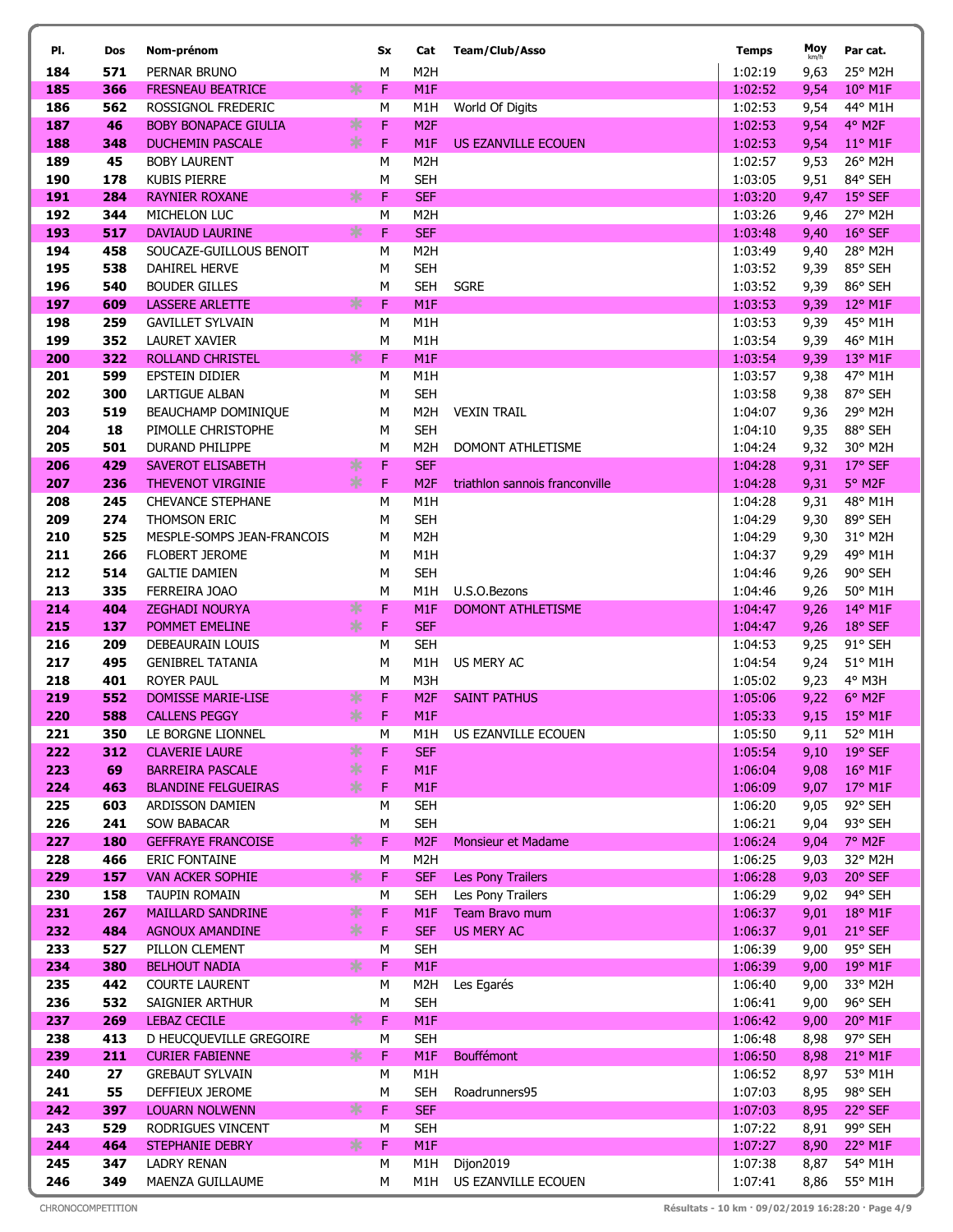| Pl. | Dos | Nom-prénom | Sx | Cat | Team/Club/Asso | Temps | Moy km/h | Par cat. |
|---|---|---|---|---|---|---|---|---|
| 184 | 571 | PERNAR BRUNO | M | M2H | | 1:02:19 | 9,63 | 25° M2H |
| 185 | 366 | FRESNEAU BEATRICE | F | M1F | | 1:02:52 | 9,54 | 10° M1F |
| 186 | 562 | ROSSIGNOL FREDERIC | M | M1H | World Of Digits | 1:02:53 | 9,54 | 44° M1H |
| 187 | 46 | BOBY BONAPACE GIULIA | F | M2F | | 1:02:53 | 9,54 | 4° M2F |
| 188 | 348 | DUCHEMIN PASCALE | F | M1F | US EZANVILLE ECOUEN | 1:02:53 | 9,54 | 11° M1F |
| 189 | 45 | BOBY LAURENT | M | M2H | | 1:02:57 | 9,53 | 26° M2H |
| 190 | 178 | KUBIS PIERRE | M | SEH | | 1:03:05 | 9,51 | 84° SEH |
| 191 | 284 | RAYNIER ROXANE | F | SEF | | 1:03:20 | 9,47 | 15° SEF |
| 192 | 344 | MICHELON LUC | M | M2H | | 1:03:26 | 9,46 | 27° M2H |
| 193 | 517 | DAVIAUD LAURINE | F | SEF | | 1:03:48 | 9,40 | 16° SEF |
| 194 | 458 | SOUCAZE-GUILLOUS BENOIT | M | M2H | | 1:03:49 | 9,40 | 28° M2H |
| 195 | 538 | DAHIREL HERVE | M | SEH | | 1:03:52 | 9,39 | 85° SEH |
| 196 | 540 | BOUDER GILLES | M | SEH | SGRE | 1:03:52 | 9,39 | 86° SEH |
| 197 | 609 | LASSERE ARLETTE | F | M1F | | 1:03:53 | 9,39 | 12° M1F |
| 198 | 259 | GAVILLET SYLVAIN | M | M1H | | 1:03:53 | 9,39 | 45° M1H |
| 199 | 352 | LAURET XAVIER | M | M1H | | 1:03:54 | 9,39 | 46° M1H |
| 200 | 322 | ROLLAND CHRISTEL | F | M1F | | 1:03:54 | 9,39 | 13° M1F |
| 201 | 599 | EPSTEIN DIDIER | M | M1H | | 1:03:57 | 9,38 | 47° M1H |
| 202 | 300 | LARTIGUE ALBAN | M | SEH | | 1:03:58 | 9,38 | 87° SEH |
| 203 | 519 | BEAUCHAMP DOMINIQUE | M | M2H | VEXIN TRAIL | 1:04:07 | 9,36 | 29° M2H |
| 204 | 18 | PIMOLLE CHRISTOPHE | M | SEH | | 1:04:10 | 9,35 | 88° SEH |
| 205 | 501 | DURAND PHILIPPE | M | M2H | DOMONT ATHLETISME | 1:04:24 | 9,32 | 30° M2H |
| 206 | 429 | SAVEROT ELISABETH | F | SEF | | 1:04:28 | 9,31 | 17° SEF |
| 207 | 236 | THEVENOT VIRGINIE | F | M2F | triathlon sannois franconville | 1:04:28 | 9,31 | 5° M2F |
| 208 | 245 | CHEVANCE STEPHANE | M | M1H | | 1:04:28 | 9,31 | 48° M1H |
| 209 | 274 | THOMSON ERIC | M | SEH | | 1:04:29 | 9,30 | 89° SEH |
| 210 | 525 | MESPLE-SOMPS JEAN-FRANCOIS | M | M2H | | 1:04:29 | 9,30 | 31° M2H |
| 211 | 266 | FLOBERT JEROME | M | M1H | | 1:04:37 | 9,29 | 49° M1H |
| 212 | 514 | GALTIE DAMIEN | M | SEH | | 1:04:46 | 9,26 | 90° SEH |
| 213 | 335 | FERREIRA JOAO | M | M1H | U.S.O.Bezons | 1:04:46 | 9,26 | 50° M1H |
| 214 | 404 | ZEGHADI NOURYA | F | M1F | DOMONT ATHLETISME | 1:04:47 | 9,26 | 14° M1F |
| 215 | 137 | POMMET EMELINE | F | SEF | | 1:04:47 | 9,26 | 18° SEF |
| 216 | 209 | DEBEAURAIN LOUIS | M | SEH | | 1:04:53 | 9,25 | 91° SEH |
| 217 | 495 | GENIBREL TATANIA | M | M1H | US MERY AC | 1:04:54 | 9,24 | 51° M1H |
| 218 | 401 | ROYER PAUL | M | M3H | | 1:05:02 | 9,23 | 4° M3H |
| 219 | 552 | DOMISSE MARIE-LISE | F | M2F | SAINT PATHUS | 1:05:06 | 9,22 | 6° M2F |
| 220 | 588 | CALLENS PEGGY | F | M1F | | 1:05:33 | 9,15 | 15° M1F |
| 221 | 350 | LE BORGNE LIONNEL | M | M1H | US EZANVILLE ECOUEN | 1:05:50 | 9,11 | 52° M1H |
| 222 | 312 | CLAVERIE LAURE | F | SEF | | 1:05:54 | 9,10 | 19° SEF |
| 223 | 69 | BARREIRA PASCALE | F | M1F | | 1:06:04 | 9,08 | 16° M1F |
| 224 | 463 | BLANDINE FELGUEIRAS | F | M1F | | 1:06:09 | 9,07 | 17° M1F |
| 225 | 603 | ARDISSON DAMIEN | M | SEH | | 1:06:20 | 9,05 | 92° SEH |
| 226 | 241 | SOW BABACAR | M | SEH | | 1:06:21 | 9,04 | 93° SEH |
| 227 | 180 | GEFFRAYE FRANCOISE | F | M2F | Monsieur et Madame | 1:06:24 | 9,04 | 7° M2F |
| 228 | 466 | ERIC FONTAINE | M | M2H | | 1:06:25 | 9,03 | 32° M2H |
| 229 | 157 | VAN ACKER SOPHIE | F | SEF | Les Pony Trailers | 1:06:28 | 9,03 | 20° SEF |
| 230 | 158 | TAUPIN ROMAIN | M | SEH | Les Pony Trailers | 1:06:29 | 9,02 | 94° SEH |
| 231 | 267 | MAILLARD SANDRINE | F | M1F | Team Bravo mum | 1:06:37 | 9,01 | 18° M1F |
| 232 | 484 | AGNOUX AMANDINE | F | SEF | US MERY AC | 1:06:37 | 9,01 | 21° SEF |
| 233 | 527 | PILLON CLEMENT | M | SEH | | 1:06:39 | 9,00 | 95° SEH |
| 234 | 380 | BELHOUT NADIA | F | M1F | | 1:06:39 | 9,00 | 19° M1F |
| 235 | 442 | COURTE LAURENT | M | M2H | Les Egarés | 1:06:40 | 9,00 | 33° M2H |
| 236 | 532 | SAIGNIER ARTHUR | M | SEH | | 1:06:41 | 9,00 | 96° SEH |
| 237 | 269 | LEBAZ CECILE | F | M1F | | 1:06:42 | 9,00 | 20° M1F |
| 238 | 413 | D HEUCQUEVILLE GREGOIRE | M | SEH | | 1:06:48 | 8,98 | 97° SEH |
| 239 | 211 | CURIER FABIENNE | F | M1F | Bouffémont | 1:06:50 | 8,98 | 21° M1F |
| 240 | 27 | GREBAUT SYLVAIN | M | M1H | | 1:06:52 | 8,97 | 53° M1H |
| 241 | 55 | DEFFIEUX JEROME | M | SEH | Roadrunners95 | 1:07:03 | 8,95 | 98° SEH |
| 242 | 397 | LOUARN NOLWENN | F | SEF | | 1:07:03 | 8,95 | 22° SEF |
| 243 | 529 | RODRIGUES VINCENT | M | SEH | | 1:07:22 | 8,91 | 99° SEH |
| 244 | 464 | STEPHANIE DEBRY | F | M1F | | 1:07:27 | 8,90 | 22° M1F |
| 245 | 347 | LADRY RENAN | M | M1H | Dijon2019 | 1:07:38 | 8,87 | 54° M1H |
| 246 | 349 | MAENZA GUILLAUME | M | M1H | US EZANVILLE ECOUEN | 1:07:41 | 8,86 | 55° M1H |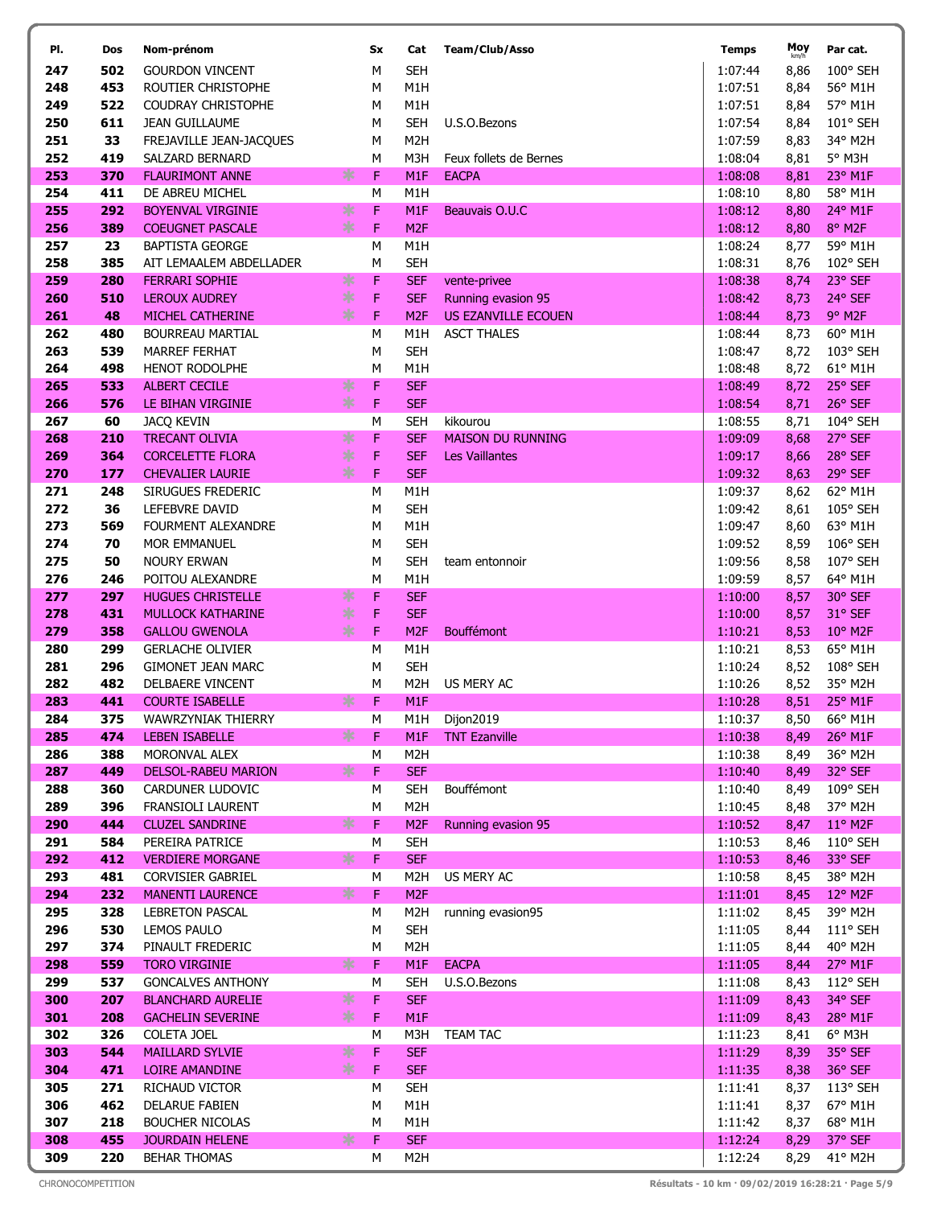| Pl. | Dos | Nom-prénom | Sx | Cat | Team/Club/Asso | Temps | Moy km/h | Par cat. |
|---|---|---|---|---|---|---|---|---|
| 247 | 502 | GOURDON VINCENT | M | SEH | | 1:07:44 | 8,86 | 100° SEH |
| 248 | 453 | ROUTIER CHRISTOPHE | M | M1H | | 1:07:51 | 8,84 | 56° M1H |
| 249 | 522 | COUDRAY CHRISTOPHE | M | M1H | | 1:07:51 | 8,84 | 57° M1H |
| 250 | 611 | JEAN GUILLAUME | M | SEH | U.S.O.Bezons | 1:07:54 | 8,84 | 101° SEH |
| 251 | 33 | FREJAVILLE JEAN-JACQUES | M | M2H | | 1:07:59 | 8,83 | 34° M2H |
| 252 | 419 | SALZARD BERNARD | M | M3H | Feux follets de Bernes | 1:08:04 | 8,81 | 5° M3H |
| 253 | 370 | FLAURIMONT ANNE | F | M1F | EACPA | 1:08:08 | 8,81 | 23° M1F |
| 254 | 411 | DE ABREU MICHEL | M | M1H | | 1:08:10 | 8,80 | 58° M1H |
| 255 | 292 | BOYENVAL VIRGINIE | F | M1F | Beauvais O.U.C | 1:08:12 | 8,80 | 24° M1F |
| 256 | 389 | COEUGNET PASCALE | F | M2F | | 1:08:12 | 8,80 | 8° M2F |
| 257 | 23 | BAPTISTA GEORGE | M | M1H | | 1:08:24 | 8,77 | 59° M1H |
| 258 | 385 | AIT LEMAALEM ABDELLADER | M | SEH | | 1:08:31 | 8,76 | 102° SEH |
| 259 | 280 | FERRARI SOPHIE | F | SEF | vente-privee | 1:08:38 | 8,74 | 23° SEF |
| 260 | 510 | LEROUX AUDREY | F | SEF | Running evasion 95 | 1:08:42 | 8,73 | 24° SEF |
| 261 | 48 | MICHEL CATHERINE | F | M2F | US EZANVILLE ECOUEN | 1:08:44 | 8,73 | 9° M2F |
| 262 | 480 | BOURREAU MARTIAL | M | M1H | ASCT THALES | 1:08:44 | 8,73 | 60° M1H |
| 263 | 539 | MARREF FERHAT | M | SEH | | 1:08:47 | 8,72 | 103° SEH |
| 264 | 498 | HENOT RODOLPHE | M | M1H | | 1:08:48 | 8,72 | 61° M1H |
| 265 | 533 | ALBERT CECILE | F | SEF | | 1:08:49 | 8,72 | 25° SEF |
| 266 | 576 | LE BIHAN VIRGINIE | F | SEF | | 1:08:54 | 8,71 | 26° SEF |
| 267 | 60 | JACQ KEVIN | M | SEH | kikourou | 1:08:55 | 8,71 | 104° SEH |
| 268 | 210 | TRECANT OLIVIA | F | SEF | MAISON DU RUNNING | 1:09:09 | 8,68 | 27° SEF |
| 269 | 364 | CORCELETTE FLORA | F | SEF | Les Vaillantes | 1:09:17 | 8,66 | 28° SEF |
| 270 | 177 | CHEVALIER LAURIE | F | SEF | | 1:09:32 | 8,63 | 29° SEF |
| 271 | 248 | SIRUGUES FREDERIC | M | M1H | | 1:09:37 | 8,62 | 62° M1H |
| 272 | 36 | LEFEBVRE DAVID | M | SEH | | 1:09:42 | 8,61 | 105° SEH |
| 273 | 569 | FOURMENT ALEXANDRE | M | M1H | | 1:09:47 | 8,60 | 63° M1H |
| 274 | 70 | MOR EMMANUEL | M | SEH | | 1:09:52 | 8,59 | 106° SEH |
| 275 | 50 | NOURY ERWAN | M | SEH | team entonnoir | 1:09:56 | 8,58 | 107° SEH |
| 276 | 246 | POITOU ALEXANDRE | M | M1H | | 1:09:59 | 8,57 | 64° M1H |
| 277 | 297 | HUGUES CHRISTELLE | F | SEF | | 1:10:00 | 8,57 | 30° SEF |
| 278 | 431 | MULLOCK KATHARINE | F | SEF | | 1:10:00 | 8,57 | 31° SEF |
| 279 | 358 | GALLOU GWENOLA | F | M2F | Bouffémont | 1:10:21 | 8,53 | 10° M2F |
| 280 | 299 | GERLACHE OLIVIER | M | M1H | | 1:10:21 | 8,53 | 65° M1H |
| 281 | 296 | GIMONET JEAN MARC | M | SEH | | 1:10:24 | 8,52 | 108° SEH |
| 282 | 482 | DELBAERE VINCENT | M | M2H | US MERY AC | 1:10:26 | 8,52 | 35° M2H |
| 283 | 441 | COURTE ISABELLE | F | M1F | | 1:10:28 | 8,51 | 25° M1F |
| 284 | 375 | WAWRZYNIAK THIERRY | M | M1H | Dijon2019 | 1:10:37 | 8,50 | 66° M1H |
| 285 | 474 | LEBEN ISABELLE | F | M1F | TNT Ezanville | 1:10:38 | 8,49 | 26° M1F |
| 286 | 388 | MORONVAL ALEX | M | M2H | | 1:10:38 | 8,49 | 36° M2H |
| 287 | 449 | DELSOL-RABEU MARION | F | SEF | | 1:10:40 | 8,49 | 32° SEF |
| 288 | 360 | CARDUNER LUDOVIC | M | SEH | Bouffémont | 1:10:40 | 8,49 | 109° SEH |
| 289 | 396 | FRANSIOLI LAURENT | M | M2H | | 1:10:45 | 8,48 | 37° M2H |
| 290 | 444 | CLUZEL SANDRINE | F | M2F | Running evasion 95 | 1:10:52 | 8,47 | 11° M2F |
| 291 | 584 | PEREIRA PATRICE | M | SEH | | 1:10:53 | 8,46 | 110° SEH |
| 292 | 412 | VERDIERE MORGANE | F | SEF | | 1:10:53 | 8,46 | 33° SEF |
| 293 | 481 | CORVISIER GABRIEL | M | M2H | US MERY AC | 1:10:58 | 8,45 | 38° M2H |
| 294 | 232 | MANENTI LAURENCE | F | M2F | | 1:11:01 | 8,45 | 12° M2F |
| 295 | 328 | LEBRETON PASCAL | M | M2H | running evasion95 | 1:11:02 | 8,45 | 39° M2H |
| 296 | 530 | LEMOS PAULO | M | SEH | | 1:11:05 | 8,44 | 111° SEH |
| 297 | 374 | PINAULT FREDERIC | M | M2H | | 1:11:05 | 8,44 | 40° M2H |
| 298 | 559 | TORO VIRGINIE | F | M1F | EACPA | 1:11:05 | 8,44 | 27° M1F |
| 299 | 537 | GONCALVES ANTHONY | M | SEH | U.S.O.Bezons | 1:11:08 | 8,43 | 112° SEH |
| 300 | 207 | BLANCHARD AURELIE | F | SEF | | 1:11:09 | 8,43 | 34° SEF |
| 301 | 208 | GACHELIN SEVERINE | F | M1F | | 1:11:09 | 8,43 | 28° M1F |
| 302 | 326 | COLETA JOEL | M | M3H | TEAM TAC | 1:11:23 | 8,41 | 6° M3H |
| 303 | 544 | MAILLARD SYLVIE | F | SEF | | 1:11:29 | 8,39 | 35° SEF |
| 304 | 471 | LOIRE AMANDINE | F | SEF | | 1:11:35 | 8,38 | 36° SEF |
| 305 | 271 | RICHAUD VICTOR | M | SEH | | 1:11:41 | 8,37 | 113° SEH |
| 306 | 462 | DELARUE FABIEN | M | M1H | | 1:11:41 | 8,37 | 67° M1H |
| 307 | 218 | BOUCHER NICOLAS | M | M1H | | 1:11:42 | 8,37 | 68° M1H |
| 308 | 455 | JOURDAIN HELENE | F | SEF | | 1:12:24 | 8,29 | 37° SEF |
| 309 | 220 | BEHAR THOMAS | M | M2H | | 1:12:24 | 8,29 | 41° M2H |

CHRONOCOMPETITION

Résultats - 10 km · 09/02/2019 16:28:21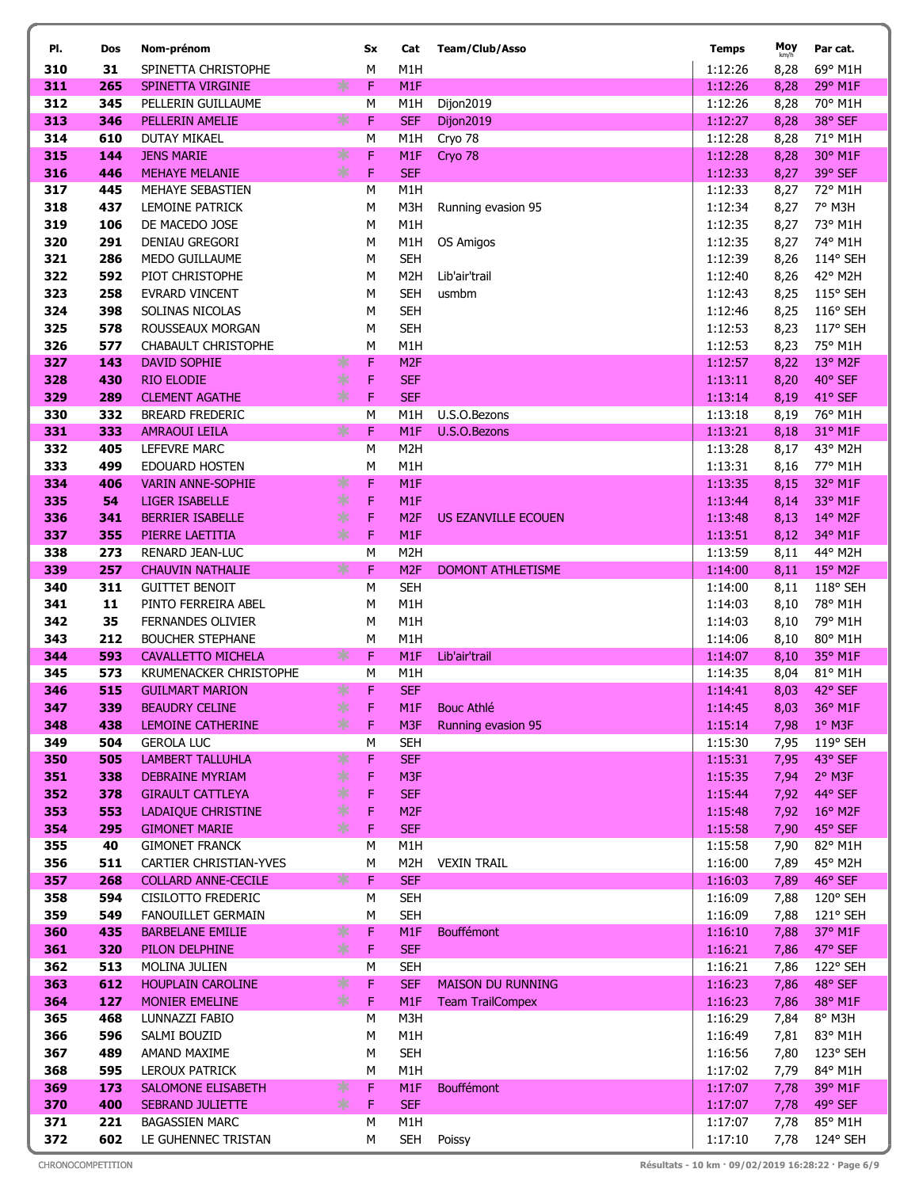| Pl. | Dos | Nom-prénom | | Sx | Cat | Team/Club/Asso | Temps | Moy km/h | Par cat. |
|---|---|---|---|---|---|---|---|---|---|
| 310 | 31 | SPINETTA CHRISTOPHE | | M | M1H | | 1:12:26 | 8,28 | 69° M1H |
| 311 | 265 | SPINETTA VIRGINIE | * | F | M1F | | 1:12:26 | 8,28 | 29° M1F |
| 312 | 345 | PELLERIN GUILLAUME | | M | M1H | Dijon2019 | 1:12:26 | 8,28 | 70° M1H |
| 313 | 346 | PELLERIN AMELIE | * | F | SEF | Dijon2019 | 1:12:27 | 8,28 | 38° SEF |
| 314 | 610 | DUTAY MIKAEL | | M | M1H | Cryo 78 | 1:12:28 | 8,28 | 71° M1H |
| 315 | 144 | JENS MARIE | * | F | M1F | Cryo 78 | 1:12:28 | 8,28 | 30° M1F |
| 316 | 446 | MEHAYE MELANIE | * | F | SEF | | 1:12:33 | 8,27 | 39° SEF |
| 317 | 445 | MEHAYE SEBASTIEN | | M | M1H | | 1:12:33 | 8,27 | 72° M1H |
| 318 | 437 | LEMOINE PATRICK | | M | M3H | Running evasion 95 | 1:12:34 | 8,27 | 7° M3H |
| 319 | 106 | DE MACEDO JOSE | | M | M1H | | 1:12:35 | 8,27 | 73° M1H |
| 320 | 291 | DENIAU GREGORI | | M | M1H | OS Amigos | 1:12:35 | 8,27 | 74° M1H |
| 321 | 286 | MEDO GUILLAUME | | M | SEH | | 1:12:39 | 8,26 | 114° SEH |
| 322 | 592 | PIOT CHRISTOPHE | | M | M2H | Lib'air'trail | 1:12:40 | 8,26 | 42° M2H |
| 323 | 258 | EVRARD VINCENT | | M | SEH | usmbm | 1:12:43 | 8,25 | 115° SEH |
| 324 | 398 | SOLINAS NICOLAS | | M | SEH | | 1:12:46 | 8,25 | 116° SEH |
| 325 | 578 | ROUSSEAUX MORGAN | | M | SEH | | 1:12:53 | 8,23 | 117° SEH |
| 326 | 577 | CHABAULT CHRISTOPHE | | M | M1H | | 1:12:53 | 8,23 | 75° M1H |
| 327 | 143 | DAVID SOPHIE | * | F | M2F | | 1:12:57 | 8,22 | 13° M2F |
| 328 | 430 | RIO ELODIE | * | F | SEF | | 1:13:11 | 8,20 | 40° SEF |
| 329 | 289 | CLEMENT AGATHE | * | F | SEF | | 1:13:14 | 8,19 | 41° SEF |
| 330 | 332 | BREARD FREDERIC | | M | M1H | U.S.O.Bezons | 1:13:18 | 8,19 | 76° M1H |
| 331 | 333 | AMRAOUI LEILA | * | F | M1F | U.S.O.Bezons | 1:13:21 | 8,18 | 31° M1F |
| 332 | 405 | LEFEVRE MARC | | M | M2H | | 1:13:28 | 8,17 | 43° M2H |
| 333 | 499 | EDOUARD HOSTEN | | M | M1H | | 1:13:31 | 8,16 | 77° M1H |
| 334 | 406 | VARIN ANNE-SOPHIE | * | F | M1F | | 1:13:35 | 8,15 | 32° M1F |
| 335 | 54 | LIGER ISABELLE | * | F | M1F | | 1:13:44 | 8,14 | 33° M1F |
| 336 | 341 | BERRIER ISABELLE | * | F | M2F | US EZANVILLE ECOUEN | 1:13:48 | 8,13 | 14° M2F |
| 337 | 355 | PIERRE LAETITIA | * | F | M1F | | 1:13:51 | 8,12 | 34° M1F |
| 338 | 273 | RENARD JEAN-LUC | | M | M2H | | 1:13:59 | 8,11 | 44° M2H |
| 339 | 257 | CHAUVIN NATHALIE | * | F | M2F | DOMONT ATHLETISME | 1:14:00 | 8,11 | 15° M2F |
| 340 | 311 | GUITTET BENOIT | | M | SEH | | 1:14:00 | 8,11 | 118° SEH |
| 341 | 11 | PINTO FERREIRA ABEL | | M | M1H | | 1:14:03 | 8,10 | 78° M1H |
| 342 | 35 | FERNANDES OLIVIER | | M | M1H | | 1:14:03 | 8,10 | 79° M1H |
| 343 | 212 | BOUCHER STEPHANE | | M | M1H | | 1:14:06 | 8,10 | 80° M1H |
| 344 | 593 | CAVALLETTO MICHELA | * | F | M1F | Lib'air'trail | 1:14:07 | 8,10 | 35° M1F |
| 345 | 573 | KRUMENACKER CHRISTOPHE | | M | M1H | | 1:14:35 | 8,04 | 81° M1H |
| 346 | 515 | GUILMART MARION | * | F | SEF | | 1:14:41 | 8,03 | 42° SEF |
| 347 | 339 | BEAUDRY CELINE | * | F | M1F | Bouc Athlé | 1:14:45 | 8,03 | 36° M1F |
| 348 | 438 | LEMOINE CATHERINE | * | F | M3F | Running evasion 95 | 1:15:14 | 7,98 | 1° M3F |
| 349 | 504 | GEROLA LUC | | M | SEH | | 1:15:30 | 7,95 | 119° SEH |
| 350 | 505 | LAMBERT TALLUHLA | * | F | SEF | | 1:15:31 | 7,95 | 43° SEF |
| 351 | 338 | DEBRAINE MYRIAM | * | F | M3F | | 1:15:35 | 7,94 | 2° M3F |
| 352 | 378 | GIRAULT CATTLEYA | * | F | SEF | | 1:15:44 | 7,92 | 44° SEF |
| 353 | 553 | LADAIQUE CHRISTINE | * | F | M2F | | 1:15:48 | 7,92 | 16° M2F |
| 354 | 295 | GIMONET MARIE | * | F | SEF | | 1:15:58 | 7,90 | 45° SEF |
| 355 | 40 | GIMONET FRANCK | | M | M1H | | 1:15:58 | 7,90 | 82° M1H |
| 356 | 511 | CARTIER CHRISTIAN-YVES | | M | M2H | VEXIN TRAIL | 1:16:00 | 7,89 | 45° M2H |
| 357 | 268 | COLLARD ANNE-CECILE | * | F | SEF | | 1:16:03 | 7,89 | 46° SEF |
| 358 | 594 | CISILOTTO FREDERIC | | M | SEH | | 1:16:09 | 7,88 | 120° SEH |
| 359 | 549 | FANOUILLET GERMAIN | | M | SEH | | 1:16:09 | 7,88 | 121° SEH |
| 360 | 435 | BARBELANE EMILIE | * | F | M1F | Bouffémont | 1:16:10 | 7,88 | 37° M1F |
| 361 | 320 | PILON DELPHINE | * | F | SEF | | 1:16:21 | 7,86 | 47° SEF |
| 362 | 513 | MOLINA JULIEN | | M | SEH | | 1:16:21 | 7,86 | 122° SEH |
| 363 | 612 | HOUPLAIN CAROLINE | * | F | SEF | MAISON DU RUNNING | 1:16:23 | 7,86 | 48° SEF |
| 364 | 127 | MONIER EMELINE | * | F | M1F | Team TrailCompex | 1:16:23 | 7,86 | 38° M1F |
| 365 | 468 | LUNNAZZI FABIO | | M | M3H | | 1:16:29 | 7,84 | 8° M3H |
| 366 | 596 | SALMI BOUZID | | M | M1H | | 1:16:49 | 7,81 | 83° M1H |
| 367 | 489 | AMAND MAXIME | | M | SEH | | 1:16:56 | 7,80 | 123° SEH |
| 368 | 595 | LEROUX PATRICK | | M | M1H | | 1:17:02 | 7,79 | 84° M1H |
| 369 | 173 | SALOMONE ELISABETH | * | F | M1F | Bouffémont | 1:17:07 | 7,78 | 39° M1F |
| 370 | 400 | SEBRAND JULIETTE | * | F | SEF | | 1:17:07 | 7,78 | 49° SEF |
| 371 | 221 | BAGASSIEN MARC | | M | M1H | | 1:17:07 | 7,78 | 85° M1H |
| 372 | 602 | LE GUHENNEC TRISTAN | | M | SEH | Poissy | 1:17:10 | 7,78 | 124° SEH |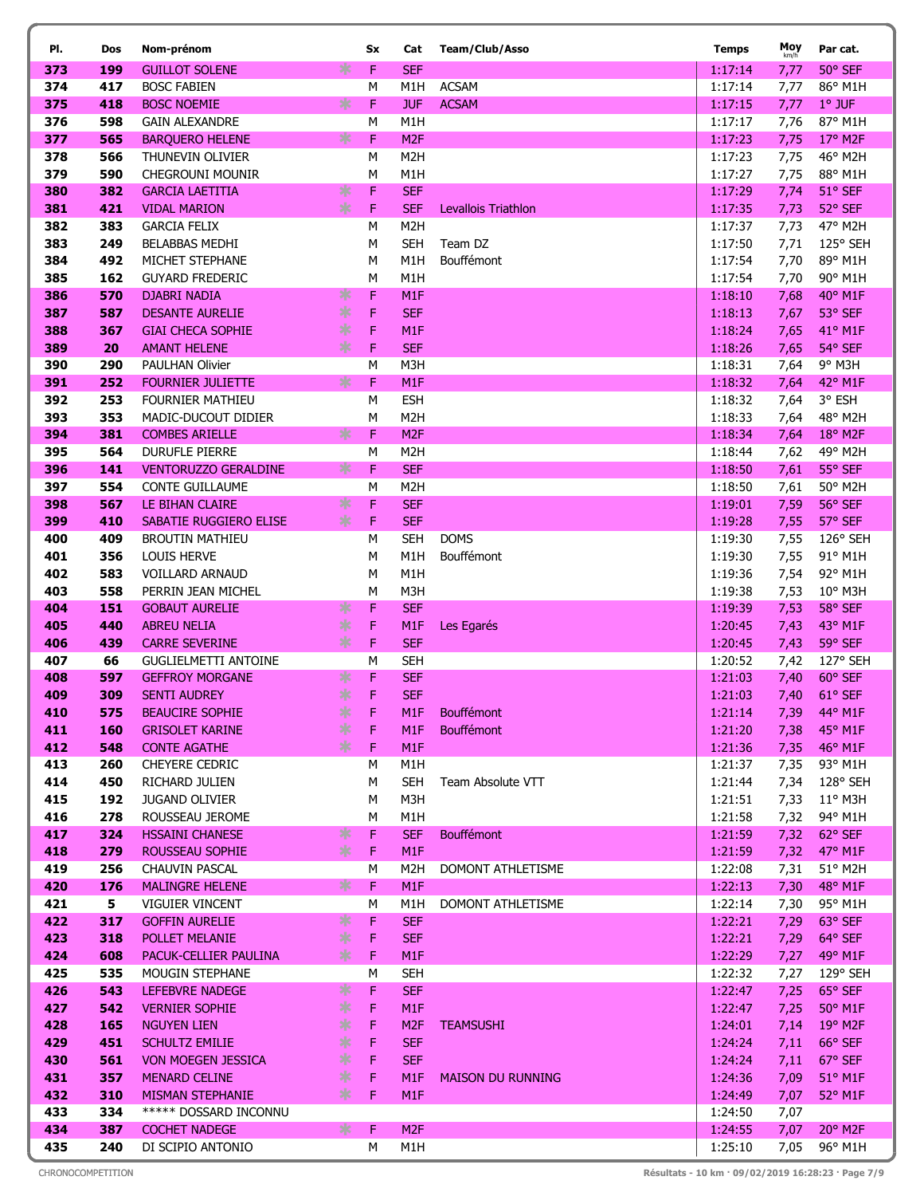| Pl. | Dos | Nom-prénom | Sx | Cat | Team/Club/Asso | Temps | Moy km/h | Par cat. |
|---|---|---|---|---|---|---|---|---|
| 373 | 199 | GUILLOT SOLENE | F | SEF | | 1:17:14 | 7,77 | 50° SEF |
| 374 | 417 | BOSC FABIEN | M | M1H | ACSAM | 1:17:14 | 7,77 | 86° M1H |
| 375 | 418 | BOSC NOEMIE | F | JUF | ACSAM | 1:17:15 | 7,77 | 1° JUF |
| 376 | 598 | GAIN ALEXANDRE | M | M1H | | 1:17:17 | 7,76 | 87° M1H |
| 377 | 565 | BARQUERO HELENE | F | M2F | | 1:17:23 | 7,75 | 17° M2F |
| 378 | 566 | THUNEVIN OLIVIER | M | M2H | | 1:17:23 | 7,75 | 46° M2H |
| 379 | 590 | CHEGROUNI MOUNIR | M | M1H | | 1:17:27 | 7,75 | 88° M1H |
| 380 | 382 | GARCIA LAETITIA | F | SEF | | 1:17:29 | 7,74 | 51° SEF |
| 381 | 421 | VIDAL MARION | F | SEF | Levallois Triathlon | 1:17:35 | 7,73 | 52° SEF |
| 382 | 383 | GARCIA FELIX | M | M2H | | 1:17:37 | 7,73 | 47° M2H |
| 383 | 249 | BELABBAS MEDHI | M | SEH | Team DZ | 1:17:50 | 7,71 | 125° SEH |
| 384 | 492 | MICHET STEPHANE | M | M1H | Bouffémont | 1:17:54 | 7,70 | 89° M1H |
| 385 | 162 | GUYARD FREDERIC | M | M1H | | 1:17:54 | 7,70 | 90° M1H |
| 386 | 570 | DJABRI NADIA | F | M1F | | 1:18:10 | 7,68 | 40° M1F |
| 387 | 587 | DESANTE AURELIE | F | SEF | | 1:18:13 | 7,67 | 53° SEF |
| 388 | 367 | GIAI CHECA SOPHIE | F | M1F | | 1:18:24 | 7,65 | 41° M1F |
| 389 | 20 | AMANT HELENE | F | SEF | | 1:18:26 | 7,65 | 54° SEF |
| 390 | 290 | PAULHAN Olivier | M | M3H | | 1:18:31 | 7,64 | 9° M3H |
| 391 | 252 | FOURNIER JULIETTE | F | M1F | | 1:18:32 | 7,64 | 42° M1F |
| 392 | 253 | FOURNIER MATHIEU | M | ESH | | 1:18:32 | 7,64 | 3° ESH |
| 393 | 353 | MADIC-DUCOUT DIDIER | M | M2H | | 1:18:33 | 7,64 | 48° M2H |
| 394 | 381 | COMBES ARIELLE | F | M2F | | 1:18:34 | 7,64 | 18° M2F |
| 395 | 564 | DURUFLE PIERRE | M | M2H | | 1:18:44 | 7,62 | 49° M2H |
| 396 | 141 | VENTORUZZO GERALDINE | F | SEF | | 1:18:50 | 7,61 | 55° SEF |
| 397 | 554 | CONTE GUILLAUME | M | M2H | | 1:18:50 | 7,61 | 50° M2H |
| 398 | 567 | LE BIHAN CLAIRE | F | SEF | | 1:19:01 | 7,59 | 56° SEF |
| 399 | 410 | SABATIE RUGGIERO ELISE | F | SEF | | 1:19:28 | 7,55 | 57° SEF |
| 400 | 409 | BROUTIN MATHIEU | M | SEH | DOMS | 1:19:30 | 7,55 | 126° SEH |
| 401 | 356 | LOUIS HERVE | M | M1H | Bouffémont | 1:19:30 | 7,55 | 91° M1H |
| 402 | 583 | VOILLARD ARNAUD | M | M1H | | 1:19:36 | 7,54 | 92° M1H |
| 403 | 558 | PERRIN JEAN MICHEL | M | M3H | | 1:19:38 | 7,53 | 10° M3H |
| 404 | 151 | GOBAUT AURELIE | F | SEF | | 1:19:39 | 7,53 | 58° SEF |
| 405 | 440 | ABREU NELIA | F | M1F | Les Egarés | 1:20:45 | 7,43 | 43° M1F |
| 406 | 439 | CARRE SEVERINE | F | SEF | | 1:20:45 | 7,43 | 59° SEF |
| 407 | 66 | GUGLIELMETTI ANTOINE | M | SEH | | 1:20:52 | 7,42 | 127° SEH |
| 408 | 597 | GEFFROY MORGANE | F | SEF | | 1:21:03 | 7,40 | 60° SEF |
| 409 | 309 | SENTI AUDREY | F | SEF | | 1:21:03 | 7,40 | 61° SEF |
| 410 | 575 | BEAUCIRE SOPHIE | F | M1F | Bouffémont | 1:21:14 | 7,39 | 44° M1F |
| 411 | 160 | GRISOLET KARINE | F | M1F | Bouffémont | 1:21:20 | 7,38 | 45° M1F |
| 412 | 548 | CONTE AGATHE | F | M1F | | 1:21:36 | 7,35 | 46° M1F |
| 413 | 260 | CHEYERE CEDRIC | M | M1H | | 1:21:37 | 7,35 | 93° M1H |
| 414 | 450 | RICHARD JULIEN | M | SEH | Team Absolute VTT | 1:21:44 | 7,34 | 128° SEH |
| 415 | 192 | JUGAND OLIVIER | M | M3H | | 1:21:51 | 7,33 | 11° M3H |
| 416 | 278 | ROUSSEAU JEROME | M | M1H | | 1:21:58 | 7,32 | 94° M1H |
| 417 | 324 | HSSAINI CHANESE | F | SEF | Bouffémont | 1:21:59 | 7,32 | 62° SEF |
| 418 | 279 | ROUSSEAU SOPHIE | F | M1F | | 1:21:59 | 7,32 | 47° M1F |
| 419 | 256 | CHAUVIN PASCAL | M | M2H | DOMONT ATHLETISME | 1:22:08 | 7,31 | 51° M2H |
| 420 | 176 | MALINGRE HELENE | F | M1F | | 1:22:13 | 7,30 | 48° M1F |
| 421 | 5 | VIGUIER VINCENT | M | M1H | DOMONT ATHLETISME | 1:22:14 | 7,30 | 95° M1H |
| 422 | 317 | GOFFIN AURELIE | F | SEF | | 1:22:21 | 7,29 | 63° SEF |
| 423 | 318 | POLLET MELANIE | F | SEF | | 1:22:21 | 7,29 | 64° SEF |
| 424 | 608 | PACUK-CELLIER PAULINA | F | M1F | | 1:22:29 | 7,27 | 49° M1F |
| 425 | 535 | MOUGIN STEPHANE | M | SEH | | 1:22:32 | 7,27 | 129° SEH |
| 426 | 543 | LEFEBVRE NADEGE | F | SEF | | 1:22:47 | 7,25 | 65° SEF |
| 427 | 542 | VERNIER SOPHIE | F | M1F | | 1:22:47 | 7,25 | 50° M1F |
| 428 | 165 | NGUYEN LIEN | F | M2F | TEAMSUSHI | 1:24:01 | 7,14 | 19° M2F |
| 429 | 451 | SCHULTZ EMILIE | F | SEF | | 1:24:24 | 7,11 | 66° SEF |
| 430 | 561 | VON MOEGEN JESSICA | F | SEF | | 1:24:24 | 7,11 | 67° SEF |
| 431 | 357 | MENARD CELINE | F | M1F | MAISON DU RUNNING | 1:24:36 | 7,09 | 51° M1F |
| 432 | 310 | MISMAN STEPHANIE | F | M1F | | 1:24:49 | 7,07 | 52° M1F |
| 433 | 334 | ***** DOSSARD INCONNU | | | | 1:24:50 | 7,07 | |
| 434 | 387 | COCHET NADEGE | F | M2F | | 1:24:55 | 7,07 | 20° M2F |
| 435 | 240 | DI SCIPIO ANTONIO | M | M1H | | 1:25:10 | 7,05 | 96° M1H |

CHRONOCOMPETITION

Résultats - 10 km · 09/02/2019 16:28:23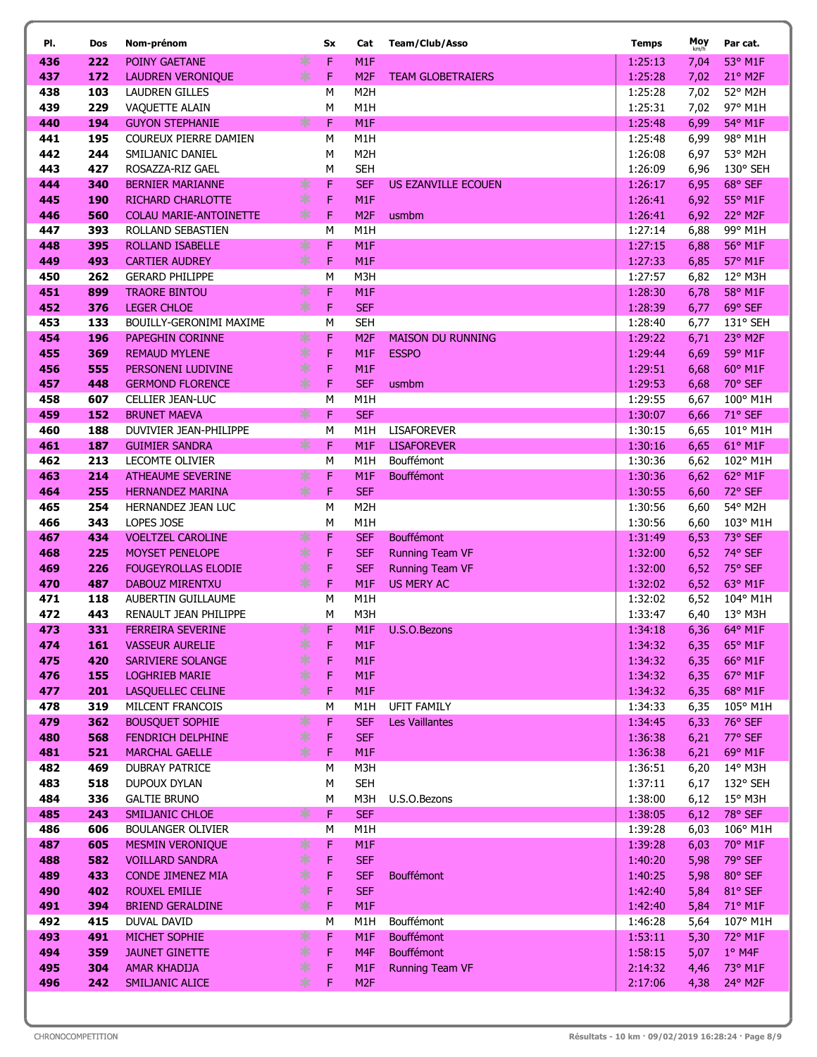| Pl. | Dos | Nom-prénom | | Sx | Cat | Team/Club/Asso | Temps | Moy km/h | Par cat. |
|---|---|---|---|---|---|---|---|---|---|
| 436 | 222 | POINY GAETANE | * | F | M1F | | 1:25:13 | 7,04 | 53° M1F |
| 437 | 172 | LAUDREN VERONIQUE | * | F | M2F | TEAM GLOBETRAIERS | 1:25:28 | 7,02 | 21° M2F |
| 438 | 103 | LAUDREN GILLES | | M | M2H | | 1:25:28 | 7,02 | 52° M2H |
| 439 | 229 | VAQUETTE ALAIN | | M | M1H | | 1:25:31 | 7,02 | 97° M1H |
| 440 | 194 | GUYON STEPHANIE | * | F | M1F | | 1:25:48 | 6,99 | 54° M1F |
| 441 | 195 | COUREUX PIERRE DAMIEN | | M | M1H | | 1:25:48 | 6,99 | 98° M1H |
| 442 | 244 | SMILJANIC DANIEL | | M | M2H | | 1:26:08 | 6,97 | 53° M2H |
| 443 | 427 | ROSAZZA-RIZ GAEL | | M | SEH | | 1:26:09 | 6,96 | 130° SEH |
| 444 | 340 | BERNIER MARIANNE | * | F | SEF | US EZANVILLE ECOUEN | 1:26:17 | 6,95 | 68° SEF |
| 445 | 190 | RICHARD CHARLOTTE | * | F | M1F | | 1:26:41 | 6,92 | 55° M1F |
| 446 | 560 | COLAU MARIE-ANTOINETTE | * | F | M2F | usmbm | 1:26:41 | 6,92 | 22° M2F |
| 447 | 393 | ROLLAND SEBASTIEN | | M | M1H | | 1:27:14 | 6,88 | 99° M1H |
| 448 | 395 | ROLLAND ISABELLE | * | F | M1F | | 1:27:15 | 6,88 | 56° M1F |
| 449 | 493 | CARTIER AUDREY | * | F | M1F | | 1:27:33 | 6,85 | 57° M1F |
| 450 | 262 | GERARD PHILIPPE | | M | M3H | | 1:27:57 | 6,82 | 12° M3H |
| 451 | 899 | TRAORE BINTOU | * | F | M1F | | 1:28:30 | 6,78 | 58° M1F |
| 452 | 376 | LEGER CHLOE | * | F | SEF | | 1:28:39 | 6,77 | 69° SEF |
| 453 | 133 | BOUILLY-GERONIMI MAXIME | | M | SEH | | 1:28:40 | 6,77 | 131° SEH |
| 454 | 196 | PAPEGHIN CORINNE | * | F | M2F | MAISON DU RUNNING | 1:29:22 | 6,71 | 23° M2F |
| 455 | 369 | REMAUD MYLENE | * | F | M1F | ESSPO | 1:29:44 | 6,69 | 59° M1F |
| 456 | 555 | PERSONENI LUDIVINE | * | F | M1F | | 1:29:51 | 6,68 | 60° M1F |
| 457 | 448 | GERMOND FLORENCE | * | F | SEF | usmbm | 1:29:53 | 6,68 | 70° SEF |
| 458 | 607 | CELLIER JEAN-LUC | | M | M1H | | 1:29:55 | 6,67 | 100° M1H |
| 459 | 152 | BRUNET MAEVA | * | F | SEF | | 1:30:07 | 6,66 | 71° SEF |
| 460 | 188 | DUVIVIER JEAN-PHILIPPE | | M | M1H | LISAFOREVER | 1:30:15 | 6,65 | 101° M1H |
| 461 | 187 | GUIMIER SANDRA | * | F | M1F | LISAFOREVER | 1:30:16 | 6,65 | 61° M1F |
| 462 | 213 | LECOMTE OLIVIER | | M | M1H | Bouffémont | 1:30:36 | 6,62 | 102° M1H |
| 463 | 214 | ATHEAUME SEVERINE | * | F | M1F | Bouffémont | 1:30:36 | 6,62 | 62° M1F |
| 464 | 255 | HERNANDEZ MARINA | * | F | SEF | | 1:30:55 | 6,60 | 72° SEF |
| 465 | 254 | HERNANDEZ JEAN LUC | | M | M2H | | 1:30:56 | 6,60 | 54° M2H |
| 466 | 343 | LOPES JOSE | | M | M1H | | 1:30:56 | 6,60 | 103° M1H |
| 467 | 434 | VOELTZEL CAROLINE | * | F | SEF | Bouffémont | 1:31:49 | 6,53 | 73° SEF |
| 468 | 225 | MOYSET PENELOPE | * | F | SEF | Running Team VF | 1:32:00 | 6,52 | 74° SEF |
| 469 | 226 | FOUGEYROLLAS ELODIE | * | F | SEF | Running Team VF | 1:32:00 | 6,52 | 75° SEF |
| 470 | 487 | DABOUZ MIRENTXU | * | F | M1F | US MERY AC | 1:32:02 | 6,52 | 63° M1F |
| 471 | 118 | AUBERTIN GUILLAUME | | M | M1H | | 1:32:02 | 6,52 | 104° M1H |
| 472 | 443 | RENAULT JEAN PHILIPPE | | M | M3H | | 1:33:47 | 6,40 | 13° M3H |
| 473 | 331 | FERREIRA SEVERINE | * | F | M1F | U.S.O.Bezons | 1:34:18 | 6,36 | 64° M1F |
| 474 | 161 | VASSEUR AURELIE | * | F | M1F | | 1:34:32 | 6,35 | 65° M1F |
| 475 | 420 | SARIVIERE SOLANGE | * | F | M1F | | 1:34:32 | 6,35 | 66° M1F |
| 476 | 155 | LOGHRIEB MARIE | * | F | M1F | | 1:34:32 | 6,35 | 67° M1F |
| 477 | 201 | LASQUELLEC CELINE | * | F | M1F | | 1:34:32 | 6,35 | 68° M1F |
| 478 | 319 | MILCENT FRANCOIS | | M | M1H | UFIT FAMILY | 1:34:33 | 6,35 | 105° M1H |
| 479 | 362 | BOUSQUET SOPHIE | * | F | SEF | Les Vaillantes | 1:34:45 | 6,33 | 76° SEF |
| 480 | 568 | FENDRICH DELPHINE | * | F | SEF | | 1:36:38 | 6,21 | 77° SEF |
| 481 | 521 | MARCHAL GAELLE | * | F | M1F | | 1:36:38 | 6,21 | 69° M1F |
| 482 | 469 | DUBRAY PATRICE | | M | M3H | | 1:36:51 | 6,20 | 14° M3H |
| 483 | 518 | DUPOUX DYLAN | | M | SEH | | 1:37:11 | 6,17 | 132° SEH |
| 484 | 336 | GALTIE BRUNO | | M | M3H | U.S.O.Bezons | 1:38:00 | 6,12 | 15° M3H |
| 485 | 243 | SMILJANIC CHLOE | * | F | SEF | | 1:38:05 | 6,12 | 78° SEF |
| 486 | 606 | BOULANGER OLIVIER | | M | M1H | | 1:39:28 | 6,03 | 106° M1H |
| 487 | 605 | MESMIN VERONIQUE | * | F | M1F | | 1:39:28 | 6,03 | 70° M1F |
| 488 | 582 | VOILLARD SANDRA | * | F | SEF | | 1:40:20 | 5,98 | 79° SEF |
| 489 | 433 | CONDE JIMENEZ MIA | * | F | SEF | Bouffémont | 1:40:25 | 5,98 | 80° SEF |
| 490 | 402 | ROUXEL EMILIE | * | F | SEF | | 1:42:40 | 5,84 | 81° SEF |
| 491 | 394 | BRIEND GERALDINE | * | F | M1F | | 1:42:40 | 5,84 | 71° M1F |
| 492 | 415 | DUVAL DAVID | | M | M1H | Bouffémont | 1:46:28 | 5,64 | 107° M1H |
| 493 | 491 | MICHET SOPHIE | * | F | M1F | Bouffémont | 1:53:11 | 5,30 | 72° M1F |
| 494 | 359 | JAUNET GINETTE | * | F | M4F | Bouffémont | 1:58:15 | 5,07 | 1° M4F |
| 495 | 304 | AMAR KHADIJA | * | F | M1F | Running Team VF | 2:14:32 | 4,46 | 73° M1F |
| 496 | 242 | SMILJANIC ALICE | * | F | M2F | | 2:17:06 | 4,38 | 24° M2F |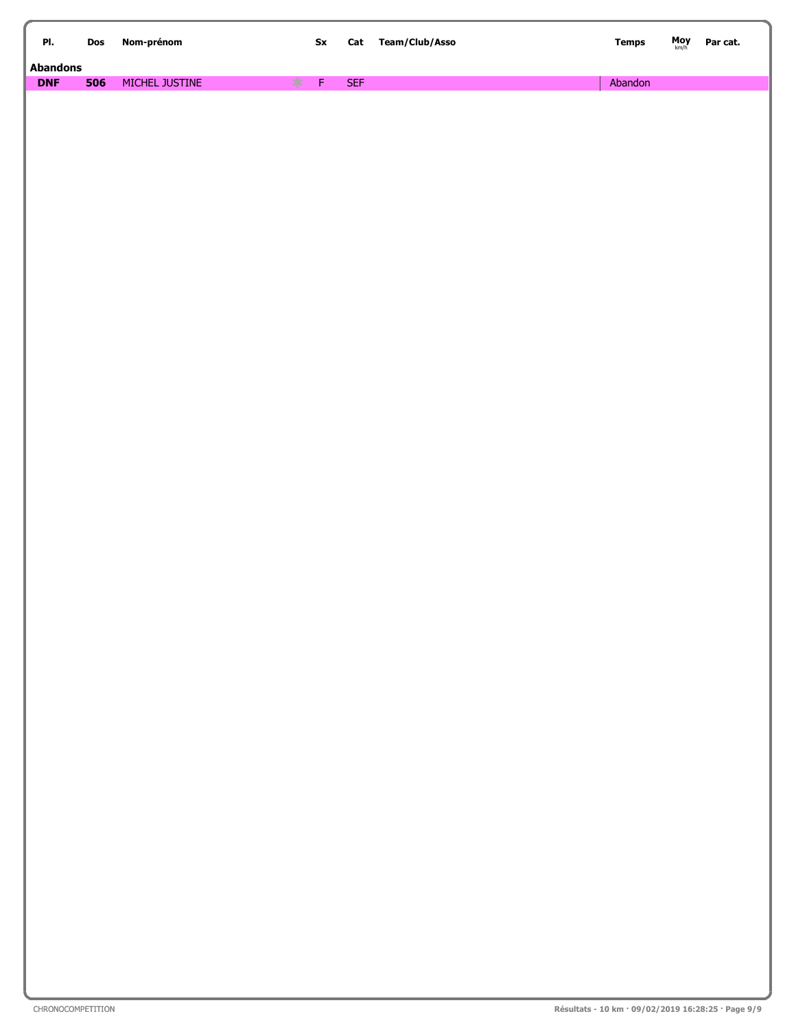| Pl. | Dos | Nom-prénom | | Sx | Cat | Team/Club/Asso | Temps | Moy km/h | Par cat. |
|---|---|---|---|---|---|---|---|---|---|
| **Abandons** | | | | | | | | | |
| **DNF** | **506** | MICHEL JUSTINE | * | F | SEF | | Abandon | | |